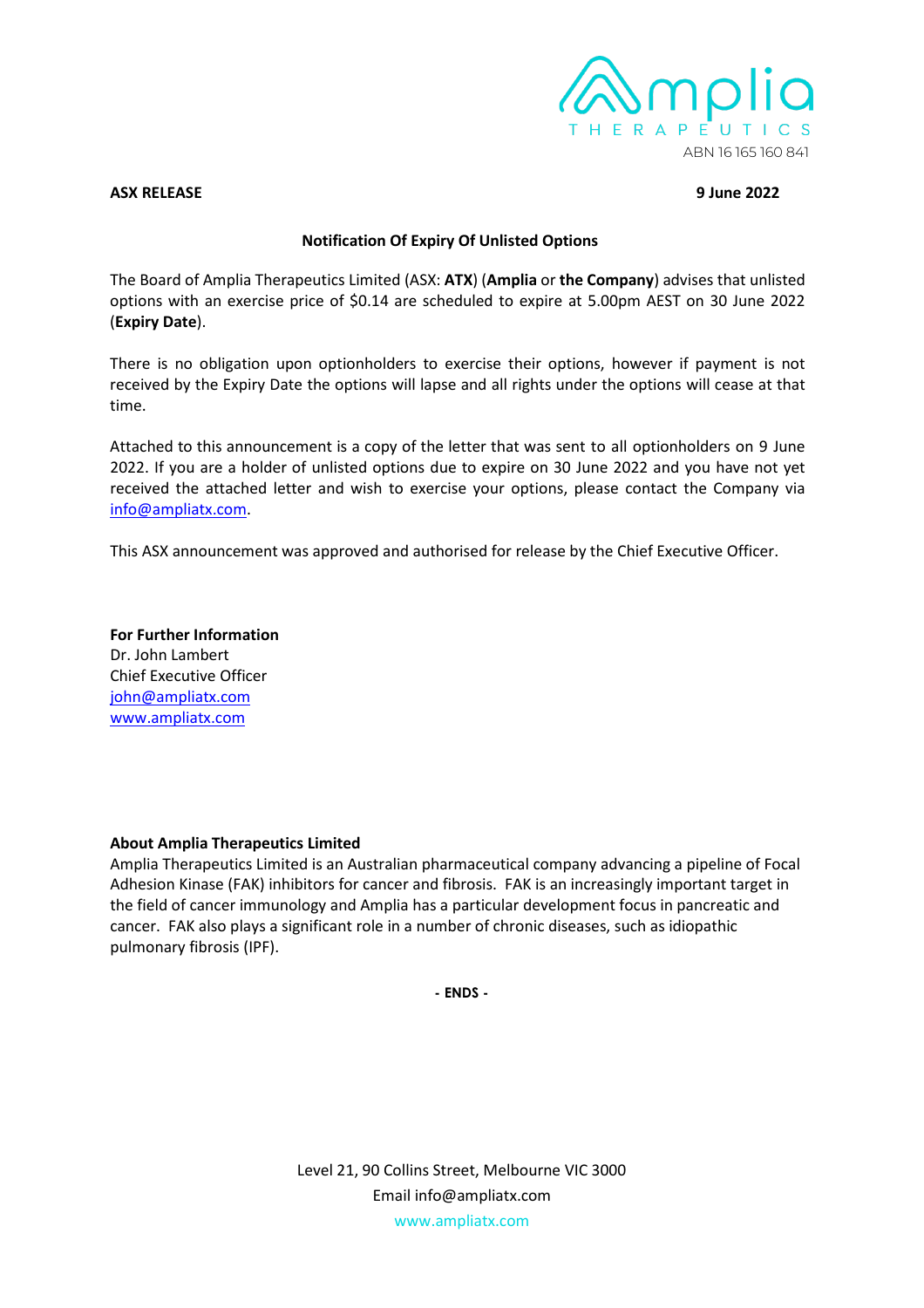ABN 16 165 160 841

**ASX RELEASE** **9 June 2022**

**Notification Of Expiry Of Unlisted Options**

The Board of Amplia Therapeutics Limited (ASX: **ATX**) (**Amplia** or **the Company**) advises that unlisted options with an exercise price of $0.14 are scheduled to expire at 5.00pm AEST on 30 June 2022 (**Expiry Date**).

There is no obligation upon optionholders to exercise their options, however if payment is not received by the Expiry Date the options will lapse and all rights under the options will cease at that time.

Attached to this announcement is a copy of the letter that was sent to all optionholders on 9 June 2022. If you are a holder of unlisted options due to expire on 30 June 2022 and you have not yet received the attached letter and wish to exercise your options, please contact the Company via info@ampliatx.com.

This ASX announcement was approved and authorised for release by the Chief Executive Officer.

**For Further Information**
Dr. John Lambert
Chief Executive Officer
john@ampliatx.com
www.ampliatx.com

**About Amplia Therapeutics Limited**
Amplia Therapeutics Limited is an Australian pharmaceutical company advancing a pipeline of Focal Adhesion Kinase (FAK) inhibitors for cancer and fibrosis. FAK is an increasingly important target in the field of cancer immunology and Amplia has a particular development focus in pancreatic and cancer. FAK also plays a significant role in a number of chronic diseases, such as idiopathic pulmonary fibrosis (IPF).

**- ENDS -**

Level 21, 90 Collins Street, Melbourne VIC 3000
Email info@ampliatx.com
www.ampliatx.com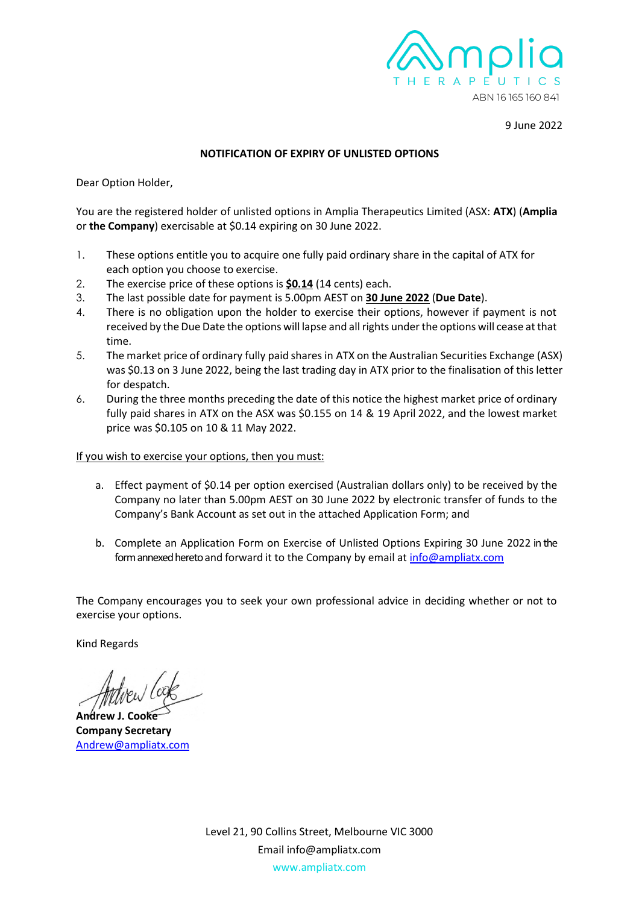Ampli­a THERAPEUTICS
ABN 16 165 160 841

9 June 2022

**NOTIFICATION OF EXPIRY OF UNLISTED OPTIONS**

Dear Option Holder,

You are the registered holder of unlisted options in Amplia Therapeutics Limited (ASX: **ATX**) (**Amplia** or **the Company**) exercisable at $0.14 expiring on 30 June 2022.

1. These options entitle you to acquire one fully paid ordinary share in the capital of ATX for each option you choose to exercise.
2. The exercise price of these options is **$0.14** (14 cents) each.
3. The last possible date for payment is 5.00pm AEST on **30 June 2022** (**Due Date**).
4. There is no obligation upon the holder to exercise their options, however if payment is not received by the Due Date the options will lapse and all rights under the options will cease at that time.
5. The market price of ordinary fully paid shares in ATX on the Australian Securities Exchange (ASX) was $0.13 on 3 June 2022, being the last trading day in ATX prior to the finalisation of this letter for despatch.
6. During the three months preceding the date of this notice the highest market price of ordinary fully paid shares in ATX on the ASX was $0.155 on 14 & 19 April 2022, and the lowest market price was $0.105 on 10 & 11 May 2022.

If you wish to exercise your options, then you must:

a. Effect payment of $0.14 per option exercised (Australian dollars only) to be received by the Company no later than 5.00pm AEST on 30 June 2022 by electronic transfer of funds to the Company's Bank Account as set out in the attached Application Form; and

b. Complete an Application Form on Exercise of Unlisted Options Expiring 30 June 2022 in the form annexed hereto and forward it to the Company by email at info@ampliatx.com

The Company encourages you to seek your own professional advice in deciding whether or not to exercise your options.

Kind Regards

**Andrew J. Cooke**
**Company Secretary**
Andrew@ampliatx.com

Level 21, 90 Collins Street, Melbourne VIC 3000
Email info@ampliatx.com
www.ampliatx.com